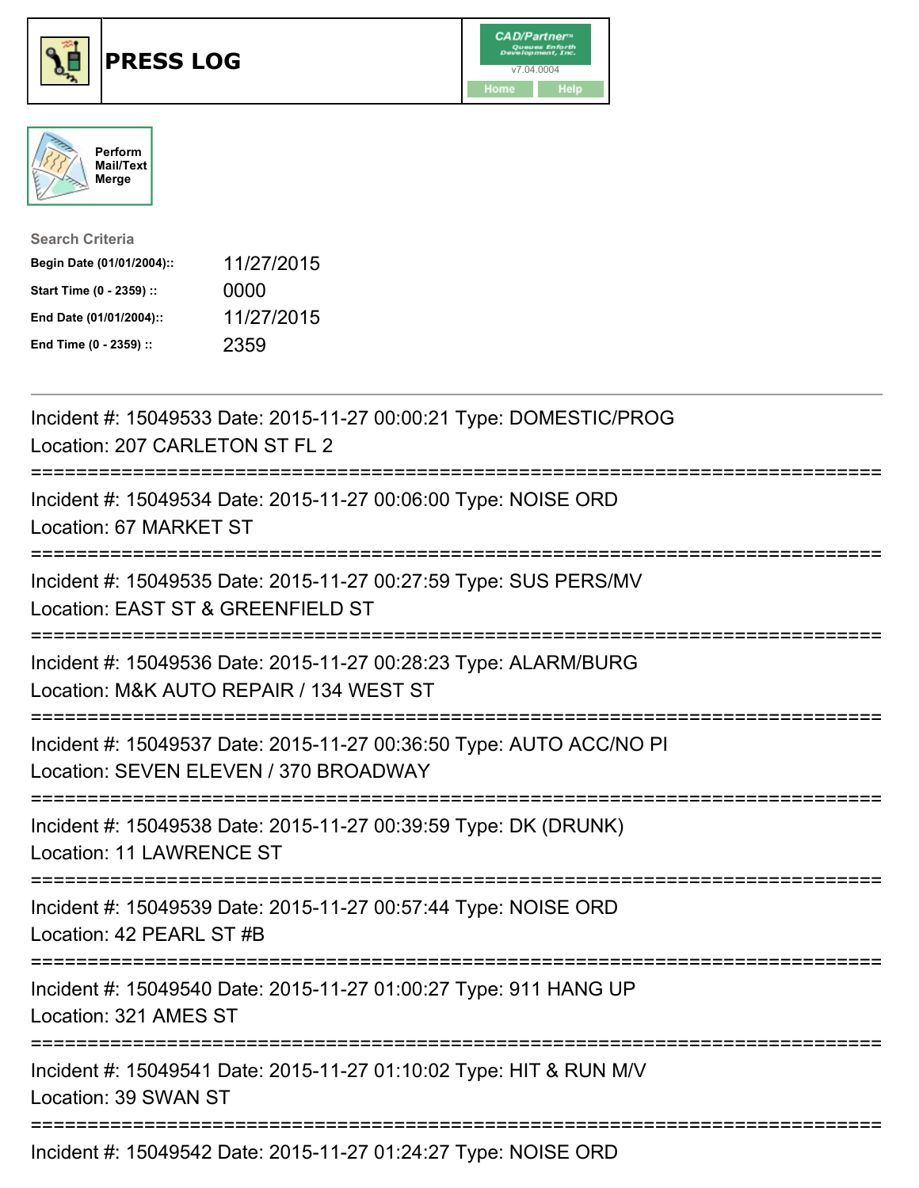# PRESS LOG

CAD/Partner v7.04.0004

Home | Help

Perform Mail/Text Merge

**Search Criteria**

**Begin Date (01/01/2004)::** 11/27/2015

**Start Time (0 - 2359) ::** 0000

**End Date (01/01/2004)::** 11/27/2015

**End Time (0 - 2359) ::** 2359

---

Incident #: 15049533 Date: 2015-11-27 00:00:21 Type: DOMESTIC/PROG
Location: 207 CARLETON ST FL 2

===========================================================================

Incident #: 15049534 Date: 2015-11-27 00:06:00 Type: NOISE ORD
Location: 67 MARKET ST

===========================================================================

Incident #: 15049535 Date: 2015-11-27 00:27:59 Type: SUS PERS/MV
Location: EAST ST & GREENFIELD ST

===========================================================================

Incident #: 15049536 Date: 2015-11-27 00:28:23 Type: ALARM/BURG
Location: M&K AUTO REPAIR / 134 WEST ST

===========================================================================

Incident #: 15049537 Date: 2015-11-27 00:36:50 Type: AUTO ACC/NO PI
Location: SEVEN ELEVEN / 370 BROADWAY

===========================================================================

Incident #: 15049538 Date: 2015-11-27 00:39:59 Type: DK (DRUNK)
Location: 11 LAWRENCE ST

===========================================================================

Incident #: 15049539 Date: 2015-11-27 00:57:44 Type: NOISE ORD
Location: 42 PEARL ST #B

===========================================================================

Incident #: 15049540 Date: 2015-11-27 01:00:27 Type: 911 HANG UP
Location: 321 AMES ST

===========================================================================

Incident #: 15049541 Date: 2015-11-27 01:10:02 Type: HIT & RUN M/V
Location: 39 SWAN ST

===========================================================================

Incident #: 15049542 Date: 2015-11-27 01:24:27 Type: NOISE ORD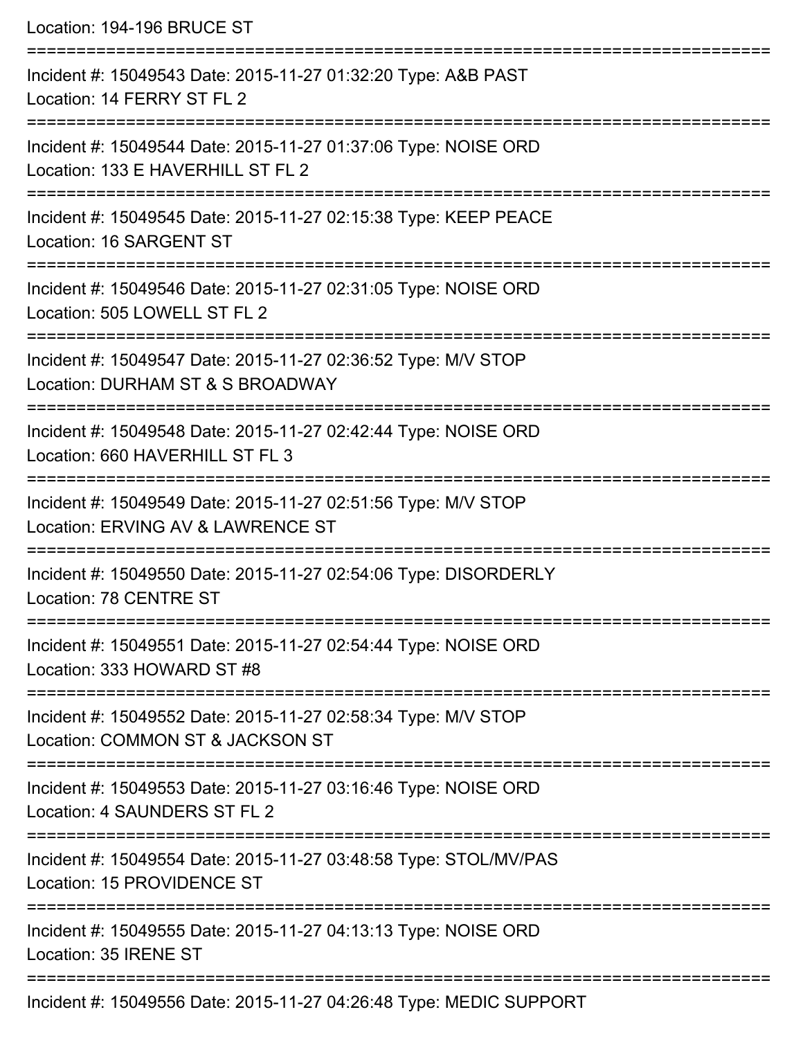Location: 194-196 BRUCE ST

===========================================================================

Incident #: 15049543 Date: 2015-11-27 01:32:20 Type: A&B PAST
Location: 14 FERRY ST FL 2

===========================================================================

Incident #: 15049544 Date: 2015-11-27 01:37:06 Type: NOISE ORD
Location: 133 E HAVERHILL ST FL 2

===========================================================================

Incident #: 15049545 Date: 2015-11-27 02:15:38 Type: KEEP PEACE
Location: 16 SARGENT ST

===========================================================================

Incident #: 15049546 Date: 2015-11-27 02:31:05 Type: NOISE ORD
Location: 505 LOWELL ST FL 2

===========================================================================

Incident #: 15049547 Date: 2015-11-27 02:36:52 Type: M/V STOP
Location: DURHAM ST & S BROADWAY

===========================================================================

Incident #: 15049548 Date: 2015-11-27 02:42:44 Type: NOISE ORD
Location: 660 HAVERHILL ST FL 3

===========================================================================

Incident #: 15049549 Date: 2015-11-27 02:51:56 Type: M/V STOP
Location: ERVING AV & LAWRENCE ST

===========================================================================

Incident #: 15049550 Date: 2015-11-27 02:54:06 Type: DISORDERLY
Location: 78 CENTRE ST

===========================================================================

Incident #: 15049551 Date: 2015-11-27 02:54:44 Type: NOISE ORD
Location: 333 HOWARD ST #8

===========================================================================

Incident #: 15049552 Date: 2015-11-27 02:58:34 Type: M/V STOP
Location: COMMON ST & JACKSON ST

===========================================================================

Incident #: 15049553 Date: 2015-11-27 03:16:46 Type: NOISE ORD
Location: 4 SAUNDERS ST FL 2

===========================================================================

Incident #: 15049554 Date: 2015-11-27 03:48:58 Type: STOL/MV/PAS
Location: 15 PROVIDENCE ST

===========================================================================

Incident #: 15049555 Date: 2015-11-27 04:13:13 Type: NOISE ORD
Location: 35 IRENE ST

===========================================================================

Incident #: 15049556 Date: 2015-11-27 04:26:48 Type: MEDIC SUPPORT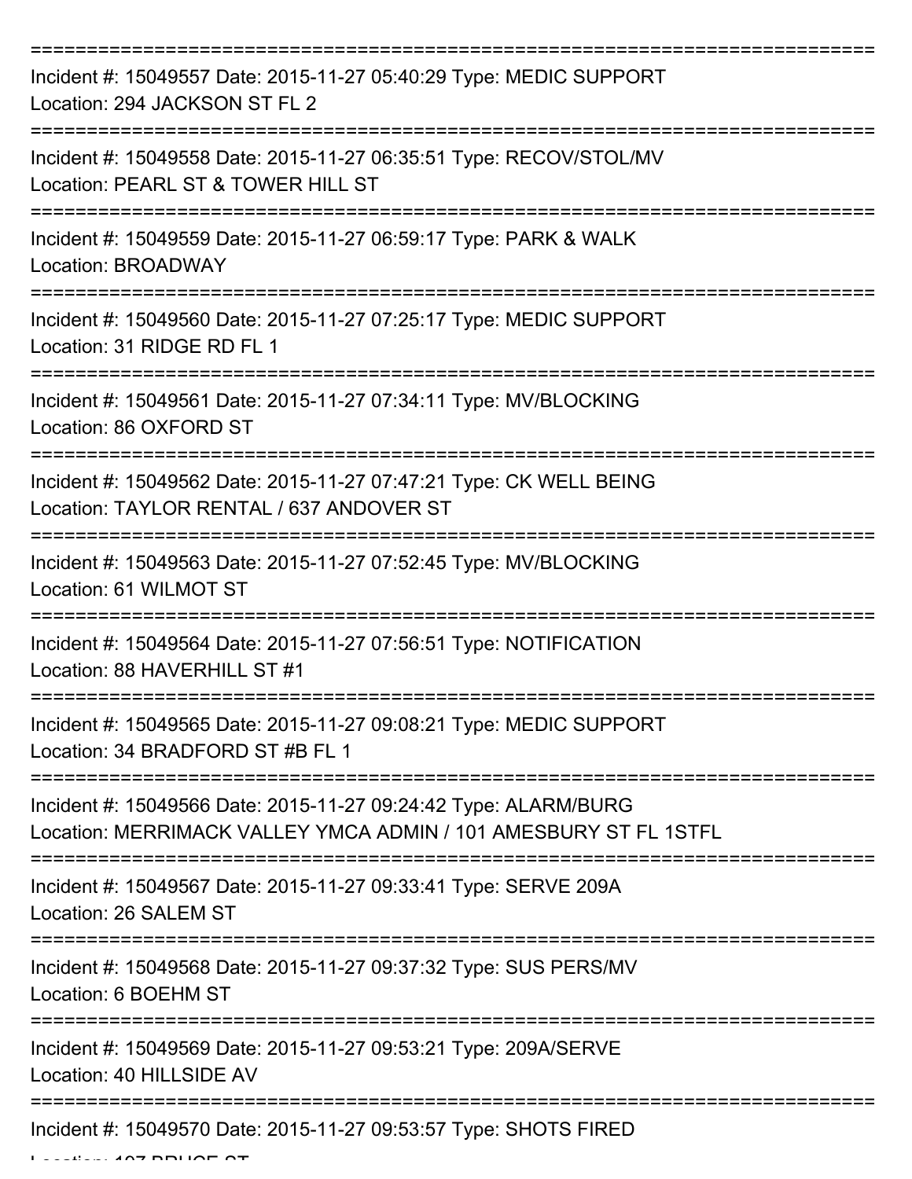===========================================================================

Incident #: 15049557 Date: 2015-11-27 05:40:29 Type: MEDIC SUPPORT
Location: 294 JACKSON ST FL 2

===========================================================================

Incident #: 15049558 Date: 2015-11-27 06:35:51 Type: RECOV/STOL/MV
Location: PEARL ST & TOWER HILL ST

===========================================================================

Incident #: 15049559 Date: 2015-11-27 06:59:17 Type: PARK & WALK
Location: BROADWAY

===========================================================================

Incident #: 15049560 Date: 2015-11-27 07:25:17 Type: MEDIC SUPPORT
Location: 31 RIDGE RD FL 1

===========================================================================

Incident #: 15049561 Date: 2015-11-27 07:34:11 Type: MV/BLOCKING
Location: 86 OXFORD ST

===========================================================================

Incident #: 15049562 Date: 2015-11-27 07:47:21 Type: CK WELL BEING
Location: TAYLOR RENTAL / 637 ANDOVER ST

===========================================================================

Incident #: 15049563 Date: 2015-11-27 07:52:45 Type: MV/BLOCKING
Location: 61 WILMOT ST

===========================================================================

Incident #: 15049564 Date: 2015-11-27 07:56:51 Type: NOTIFICATION
Location: 88 HAVERHILL ST #1

===========================================================================

Incident #: 15049565 Date: 2015-11-27 09:08:21 Type: MEDIC SUPPORT
Location: 34 BRADFORD ST #B FL 1

===========================================================================

Incident #: 15049566 Date: 2015-11-27 09:24:42 Type: ALARM/BURG
Location: MERRIMACK VALLEY YMCA ADMIN / 101 AMESBURY ST FL 1STFL

===========================================================================

Incident #: 15049567 Date: 2015-11-27 09:33:41 Type: SERVE 209A
Location: 26 SALEM ST

===========================================================================

Incident #: 15049568 Date: 2015-11-27 09:37:32 Type: SUS PERS/MV
Location: 6 BOEHM ST

===========================================================================

Incident #: 15049569 Date: 2015-11-27 09:53:21 Type: 209A/SERVE
Location: 40 HILLSIDE AV

===========================================================================

Incident #: 15049570 Date: 2015-11-27 09:53:57 Type: SHOTS FIRED
Location: 107 BRUCE ST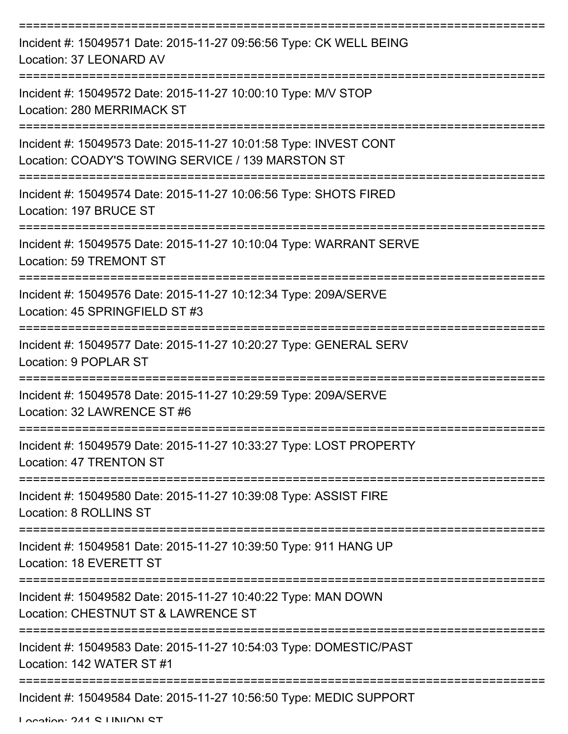===========================================================================

Incident #: 15049571 Date: 2015-11-27 09:56:56 Type: CK WELL BEING
Location: 37 LEONARD AV

===========================================================================

Incident #: 15049572 Date: 2015-11-27 10:00:10 Type: M/V STOP
Location: 280 MERRIMACK ST

===========================================================================

Incident #: 15049573 Date: 2015-11-27 10:01:58 Type: INVEST CONT
Location: COADY'S TOWING SERVICE / 139 MARSTON ST

===========================================================================

Incident #: 15049574 Date: 2015-11-27 10:06:56 Type: SHOTS FIRED
Location: 197 BRUCE ST

===========================================================================

Incident #: 15049575 Date: 2015-11-27 10:10:04 Type: WARRANT SERVE
Location: 59 TREMONT ST

===========================================================================

Incident #: 15049576 Date: 2015-11-27 10:12:34 Type: 209A/SERVE
Location: 45 SPRINGFIELD ST #3

===========================================================================

Incident #: 15049577 Date: 2015-11-27 10:20:27 Type: GENERAL SERV
Location: 9 POPLAR ST

===========================================================================

Incident #: 15049578 Date: 2015-11-27 10:29:59 Type: 209A/SERVE
Location: 32 LAWRENCE ST #6

===========================================================================

Incident #: 15049579 Date: 2015-11-27 10:33:27 Type: LOST PROPERTY
Location: 47 TRENTON ST

===========================================================================

Incident #: 15049580 Date: 2015-11-27 10:39:08 Type: ASSIST FIRE
Location: 8 ROLLINS ST

===========================================================================

Incident #: 15049581 Date: 2015-11-27 10:39:50 Type: 911 HANG UP
Location: 18 EVERETT ST

===========================================================================

Incident #: 15049582 Date: 2015-11-27 10:40:22 Type: MAN DOWN
Location: CHESTNUT ST & LAWRENCE ST

===========================================================================

Incident #: 15049583 Date: 2015-11-27 10:54:03 Type: DOMESTIC/PAST
Location: 142 WATER ST #1

===========================================================================

Incident #: 15049584 Date: 2015-11-27 10:56:50 Type: MEDIC SUPPORT
Location: 241 S UNION ST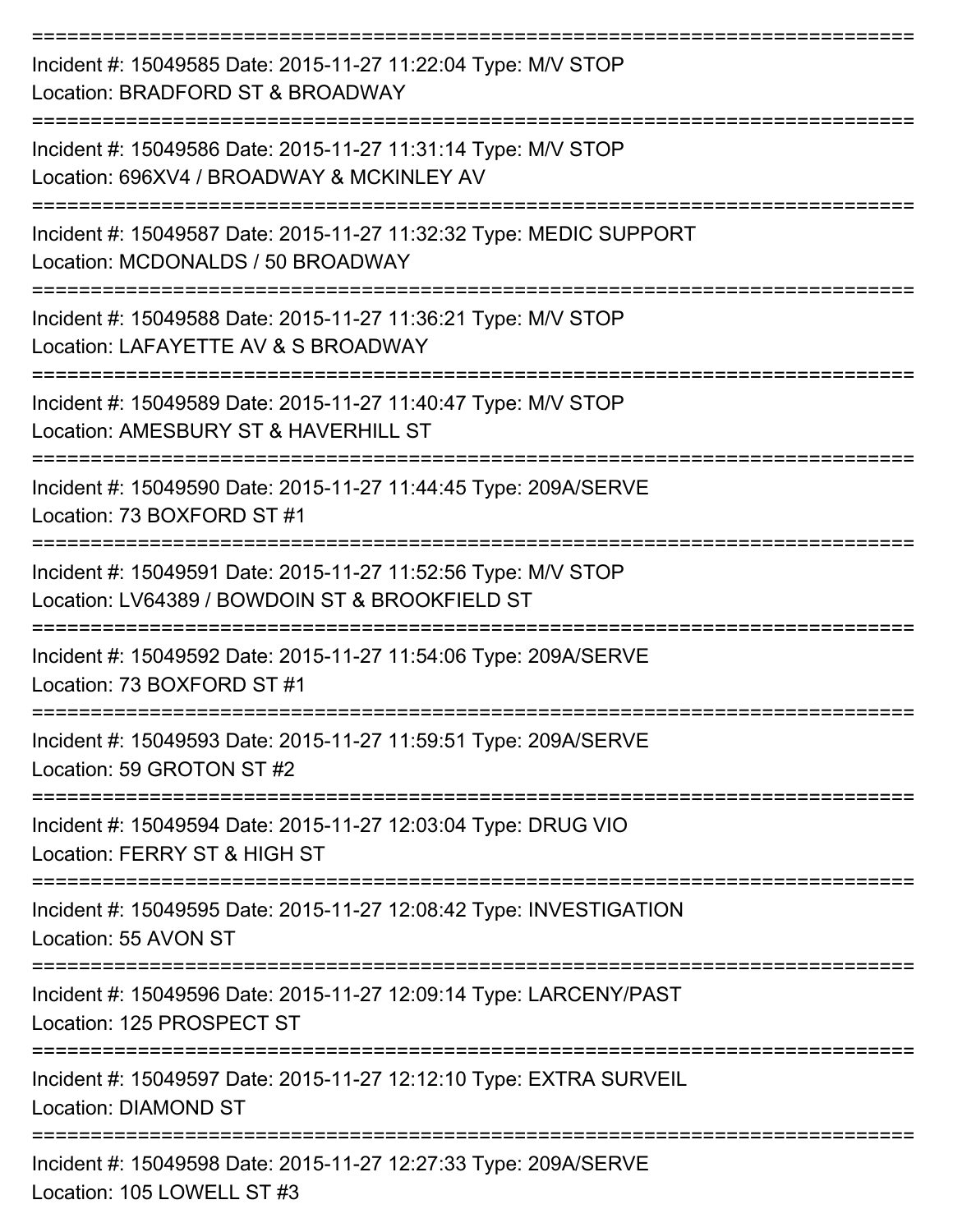===========================================================================

Incident #: 15049585 Date: 2015-11-27 11:22:04 Type: M/V STOP
Location: BRADFORD ST & BROADWAY

===========================================================================

Incident #: 15049586 Date: 2015-11-27 11:31:14 Type: M/V STOP
Location: 696XV4 / BROADWAY & MCKINLEY AV

===========================================================================

Incident #: 15049587 Date: 2015-11-27 11:32:32 Type: MEDIC SUPPORT
Location: MCDONALDS / 50 BROADWAY

===========================================================================

Incident #: 15049588 Date: 2015-11-27 11:36:21 Type: M/V STOP
Location: LAFAYETTE AV & S BROADWAY

===========================================================================

Incident #: 15049589 Date: 2015-11-27 11:40:47 Type: M/V STOP
Location: AMESBURY ST & HAVERHILL ST

===========================================================================

Incident #: 15049590 Date: 2015-11-27 11:44:45 Type: 209A/SERVE
Location: 73 BOXFORD ST #1

===========================================================================

Incident #: 15049591 Date: 2015-11-27 11:52:56 Type: M/V STOP
Location: LV64389 / BOWDOIN ST & BROOKFIELD ST

===========================================================================

Incident #: 15049592 Date: 2015-11-27 11:54:06 Type: 209A/SERVE
Location: 73 BOXFORD ST #1

===========================================================================

Incident #: 15049593 Date: 2015-11-27 11:59:51 Type: 209A/SERVE
Location: 59 GROTON ST #2

===========================================================================

Incident #: 15049594 Date: 2015-11-27 12:03:04 Type: DRUG VIO
Location: FERRY ST & HIGH ST

===========================================================================

Incident #: 15049595 Date: 2015-11-27 12:08:42 Type: INVESTIGATION
Location: 55 AVON ST

===========================================================================

Incident #: 15049596 Date: 2015-11-27 12:09:14 Type: LARCENY/PAST
Location: 125 PROSPECT ST

===========================================================================

Incident #: 15049597 Date: 2015-11-27 12:12:10 Type: EXTRA SURVEIL
Location: DIAMOND ST

===========================================================================

Incident #: 15049598 Date: 2015-11-27 12:27:33 Type: 209A/SERVE
Location: 105 LOWELL ST #3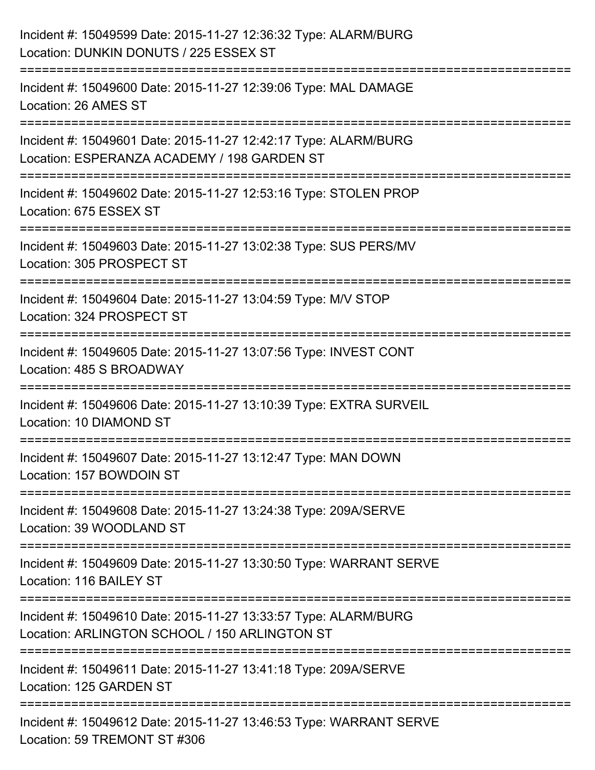Incident #: 15049599 Date: 2015-11-27 12:36:32 Type: ALARM/BURG
Location: DUNKIN DONUTS / 225 ESSEX ST

===========================================================================

Incident #: 15049600 Date: 2015-11-27 12:39:06 Type: MAL DAMAGE
Location: 26 AMES ST

===========================================================================

Incident #: 15049601 Date: 2015-11-27 12:42:17 Type: ALARM/BURG
Location: ESPERANZA ACADEMY / 198 GARDEN ST

===========================================================================

Incident #: 15049602 Date: 2015-11-27 12:53:16 Type: STOLEN PROP
Location: 675 ESSEX ST

===========================================================================

Incident #: 15049603 Date: 2015-11-27 13:02:38 Type: SUS PERS/MV
Location: 305 PROSPECT ST

===========================================================================

Incident #: 15049604 Date: 2015-11-27 13:04:59 Type: M/V STOP
Location: 324 PROSPECT ST

===========================================================================

Incident #: 15049605 Date: 2015-11-27 13:07:56 Type: INVEST CONT
Location: 485 S BROADWAY

===========================================================================

Incident #: 15049606 Date: 2015-11-27 13:10:39 Type: EXTRA SURVEIL
Location: 10 DIAMOND ST

===========================================================================

Incident #: 15049607 Date: 2015-11-27 13:12:47 Type: MAN DOWN
Location: 157 BOWDOIN ST

===========================================================================

Incident #: 15049608 Date: 2015-11-27 13:24:38 Type: 209A/SERVE
Location: 39 WOODLAND ST

===========================================================================

Incident #: 15049609 Date: 2015-11-27 13:30:50 Type: WARRANT SERVE
Location: 116 BAILEY ST

===========================================================================

Incident #: 15049610 Date: 2015-11-27 13:33:57 Type: ALARM/BURG
Location: ARLINGTON SCHOOL / 150 ARLINGTON ST

===========================================================================

Incident #: 15049611 Date: 2015-11-27 13:41:18 Type: 209A/SERVE
Location: 125 GARDEN ST

===========================================================================

Incident #: 15049612 Date: 2015-11-27 13:46:53 Type: WARRANT SERVE
Location: 59 TREMONT ST #306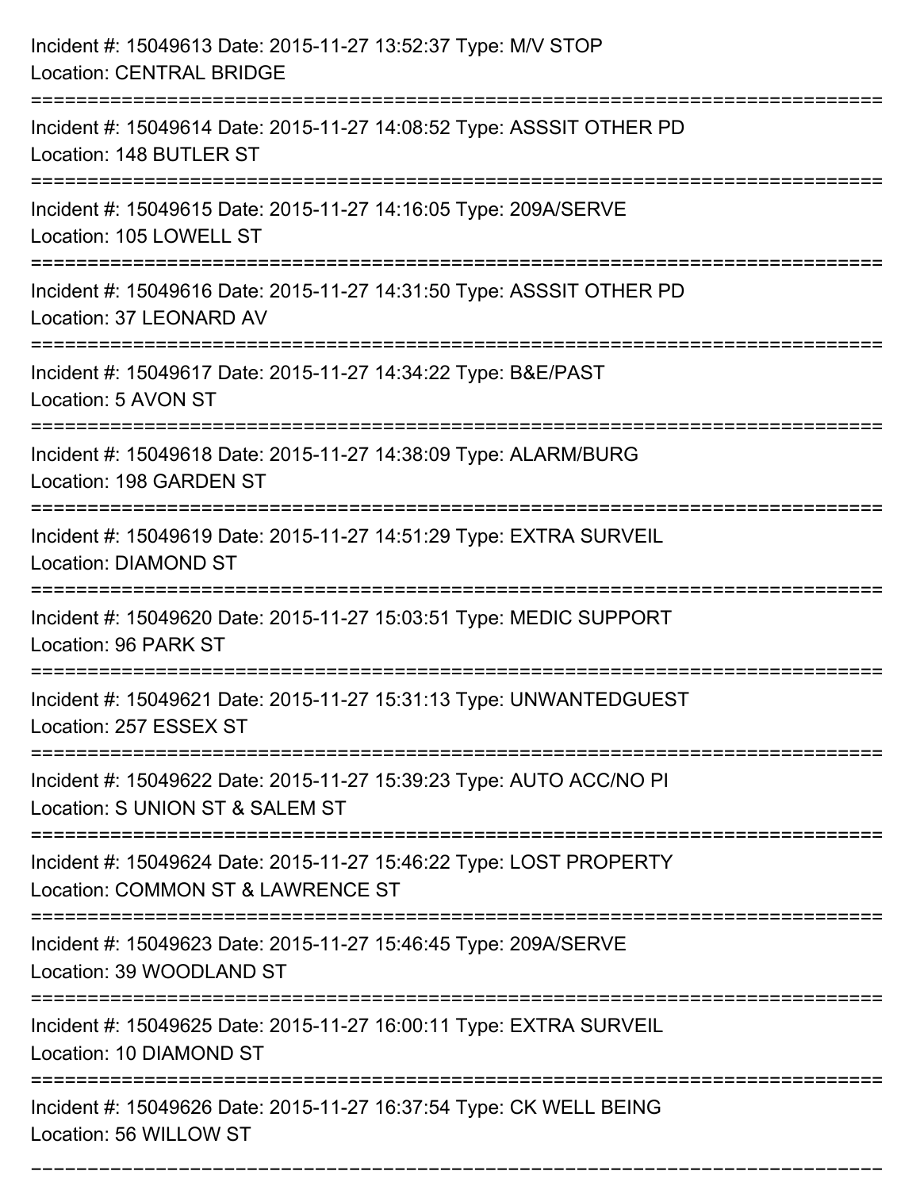Incident #: 15049613 Date: 2015-11-27 13:52:37 Type: M/V STOP
Location: CENTRAL BRIDGE

===========================================================================

Incident #: 15049614 Date: 2015-11-27 14:08:52 Type: ASSSIT OTHER PD
Location: 148 BUTLER ST

===========================================================================

Incident #: 15049615 Date: 2015-11-27 14:16:05 Type: 209A/SERVE
Location: 105 LOWELL ST

===========================================================================

Incident #: 15049616 Date: 2015-11-27 14:31:50 Type: ASSSIT OTHER PD
Location: 37 LEONARD AV

===========================================================================

Incident #: 15049617 Date: 2015-11-27 14:34:22 Type: B&E/PAST
Location: 5 AVON ST

===========================================================================

Incident #: 15049618 Date: 2015-11-27 14:38:09 Type: ALARM/BURG
Location: 198 GARDEN ST

===========================================================================

Incident #: 15049619 Date: 2015-11-27 14:51:29 Type: EXTRA SURVEIL
Location: DIAMOND ST

===========================================================================

Incident #: 15049620 Date: 2015-11-27 15:03:51 Type: MEDIC SUPPORT
Location: 96 PARK ST

===========================================================================

Incident #: 15049621 Date: 2015-11-27 15:31:13 Type: UNWANTEDGUEST
Location: 257 ESSEX ST

===========================================================================

Incident #: 15049622 Date: 2015-11-27 15:39:23 Type: AUTO ACC/NO PI
Location: S UNION ST & SALEM ST

===========================================================================

Incident #: 15049624 Date: 2015-11-27 15:46:22 Type: LOST PROPERTY
Location: COMMON ST & LAWRENCE ST

===========================================================================

Incident #: 15049623 Date: 2015-11-27 15:46:45 Type: 209A/SERVE
Location: 39 WOODLAND ST

===========================================================================

Incident #: 15049625 Date: 2015-11-27 16:00:11 Type: EXTRA SURVEIL
Location: 10 DIAMOND ST

===========================================================================

Incident #: 15049626 Date: 2015-11-27 16:37:54 Type: CK WELL BEING
Location: 56 WILLOW ST

===========================================================================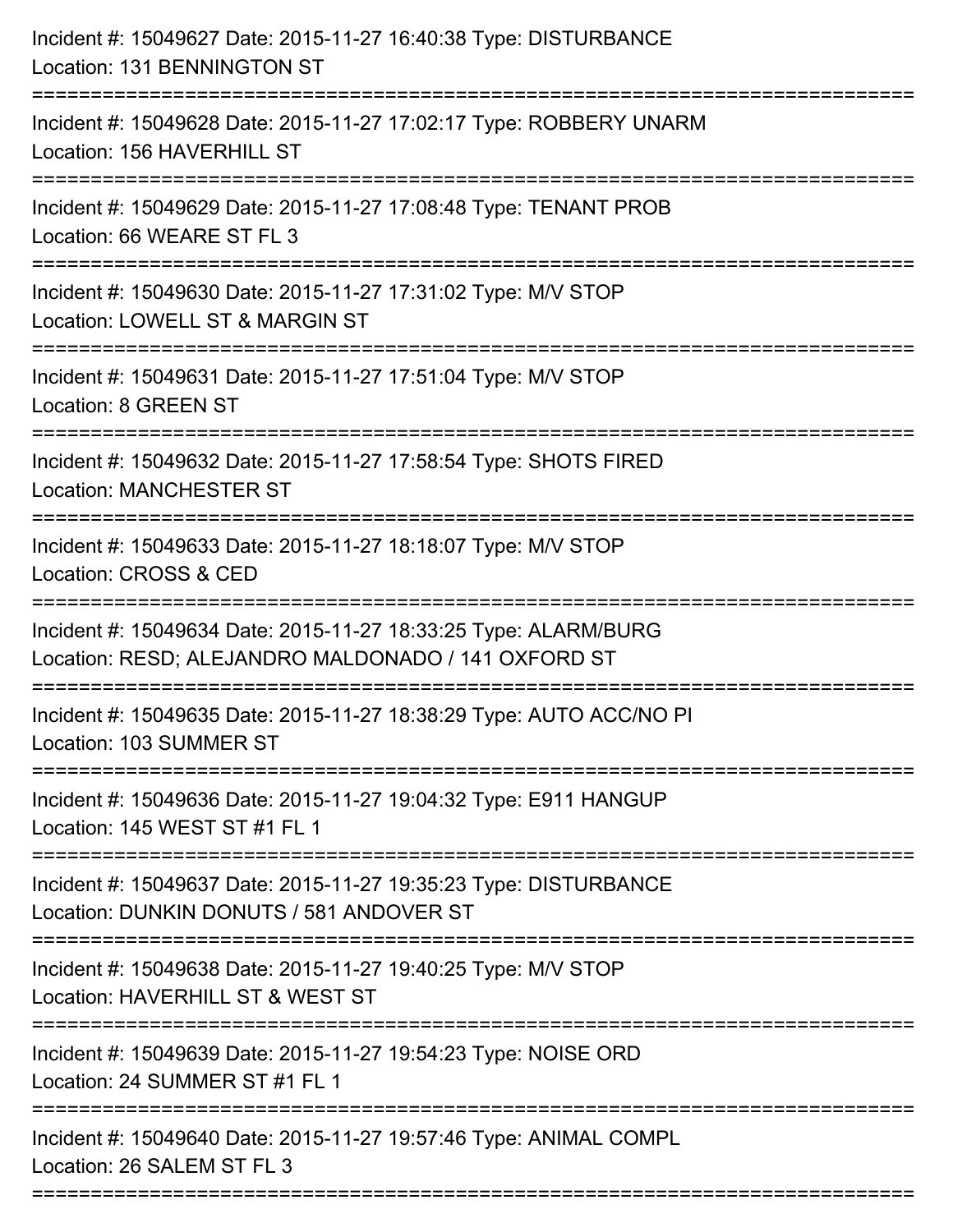Incident #: 15049627 Date: 2015-11-27 16:40:38 Type: DISTURBANCE
Location: 131 BENNINGTON ST

===========================================================================

Incident #: 15049628 Date: 2015-11-27 17:02:17 Type: ROBBERY UNARM
Location: 156 HAVERHILL ST

===========================================================================

Incident #: 15049629 Date: 2015-11-27 17:08:48 Type: TENANT PROB
Location: 66 WEARE ST FL 3

===========================================================================

Incident #: 15049630 Date: 2015-11-27 17:31:02 Type: M/V STOP
Location: LOWELL ST & MARGIN ST

===========================================================================

Incident #: 15049631 Date: 2015-11-27 17:51:04 Type: M/V STOP
Location: 8 GREEN ST

===========================================================================

Incident #: 15049632 Date: 2015-11-27 17:58:54 Type: SHOTS FIRED
Location: MANCHESTER ST

===========================================================================

Incident #: 15049633 Date: 2015-11-27 18:18:07 Type: M/V STOP
Location: CROSS & CED

===========================================================================

Incident #: 15049634 Date: 2015-11-27 18:33:25 Type: ALARM/BURG
Location: RESD; ALEJANDRO MALDONADO / 141 OXFORD ST

===========================================================================

Incident #: 15049635 Date: 2015-11-27 18:38:29 Type: AUTO ACC/NO PI
Location: 103 SUMMER ST

===========================================================================

Incident #: 15049636 Date: 2015-11-27 19:04:32 Type: E911 HANGUP
Location: 145 WEST ST #1 FL 1

===========================================================================

Incident #: 15049637 Date: 2015-11-27 19:35:23 Type: DISTURBANCE
Location: DUNKIN DONUTS / 581 ANDOVER ST

===========================================================================

Incident #: 15049638 Date: 2015-11-27 19:40:25 Type: M/V STOP
Location: HAVERHILL ST & WEST ST

===========================================================================

Incident #: 15049639 Date: 2015-11-27 19:54:23 Type: NOISE ORD
Location: 24 SUMMER ST #1 FL 1

===========================================================================

Incident #: 15049640 Date: 2015-11-27 19:57:46 Type: ANIMAL COMPL
Location: 26 SALEM ST FL 3

===========================================================================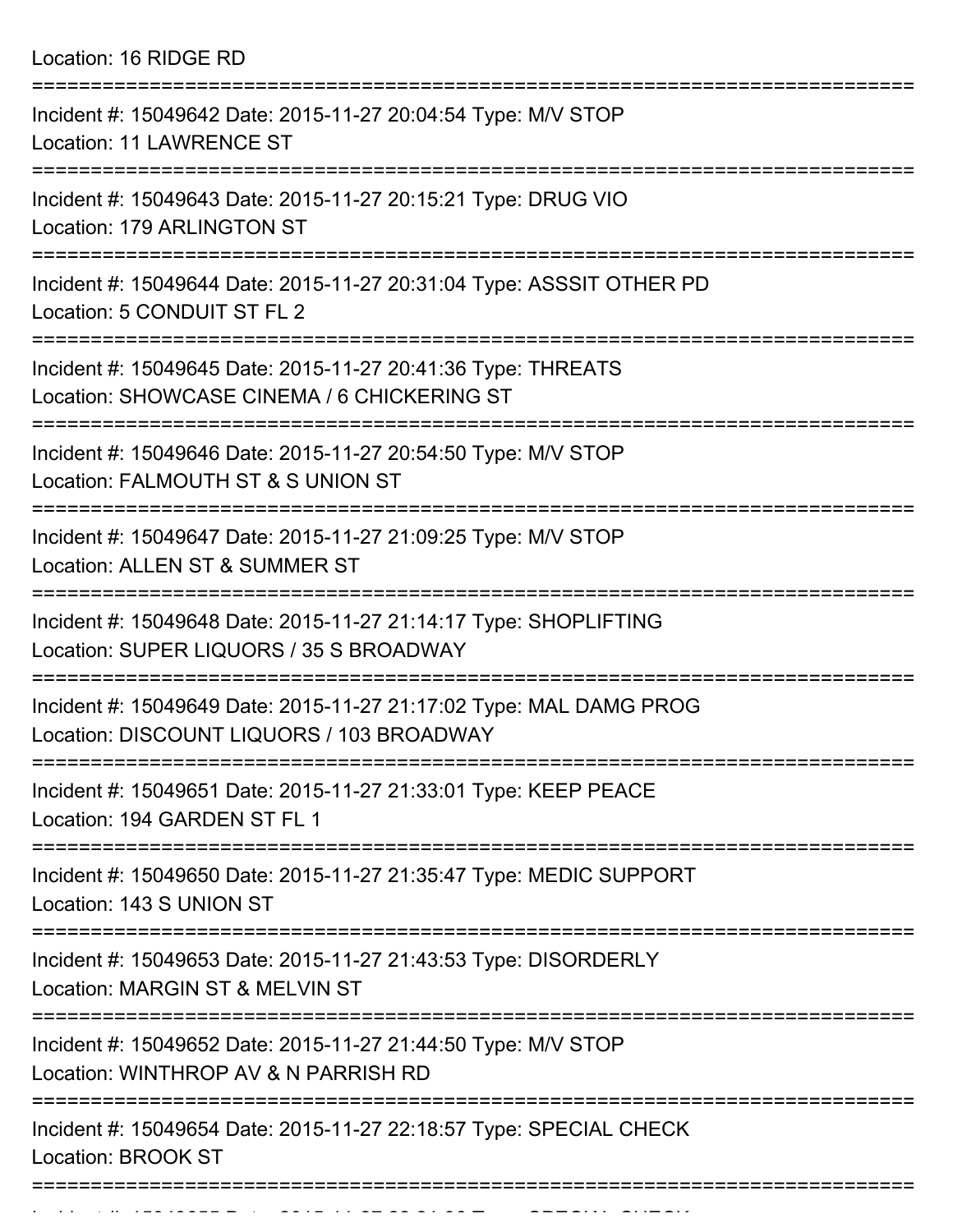Location: 16 RIDGE RD

===========================================================================

Incident #: 15049642 Date: 2015-11-27 20:04:54 Type: M/V STOP

Location: 11 LAWRENCE ST

===========================================================================

Incident #: 15049643 Date: 2015-11-27 20:15:21 Type: DRUG VIO

Location: 179 ARLINGTON ST

===========================================================================

Incident #: 15049644 Date: 2015-11-27 20:31:04 Type: ASSSIT OTHER PD

Location: 5 CONDUIT ST FL 2

===========================================================================

Incident #: 15049645 Date: 2015-11-27 20:41:36 Type: THREATS

Location: SHOWCASE CINEMA / 6 CHICKERING ST

===========================================================================

Incident #: 15049646 Date: 2015-11-27 20:54:50 Type: M/V STOP

Location: FALMOUTH ST & S UNION ST

===========================================================================

Incident #: 15049647 Date: 2015-11-27 21:09:25 Type: M/V STOP

Location: ALLEN ST & SUMMER ST

===========================================================================

Incident #: 15049648 Date: 2015-11-27 21:14:17 Type: SHOPLIFTING

Location: SUPER LIQUORS / 35 S BROADWAY

===========================================================================

Incident #: 15049649 Date: 2015-11-27 21:17:02 Type: MAL DAMG PROG

Location: DISCOUNT LIQUORS / 103 BROADWAY

===========================================================================

Incident #: 15049651 Date: 2015-11-27 21:33:01 Type: KEEP PEACE

Location: 194 GARDEN ST FL 1

===========================================================================

Incident #: 15049650 Date: 2015-11-27 21:35:47 Type: MEDIC SUPPORT

Location: 143 S UNION ST

===========================================================================

Incident #: 15049653 Date: 2015-11-27 21:43:53 Type: DISORDERLY

Location: MARGIN ST & MELVIN ST

===========================================================================

Incident #: 15049652 Date: 2015-11-27 21:44:50 Type: M/V STOP

Location: WINTHROP AV & N PARRISH RD

===========================================================================

Incident #: 15049654 Date: 2015-11-27 22:18:57 Type: SPECIAL CHECK

Location: BROOK ST

===========================================================================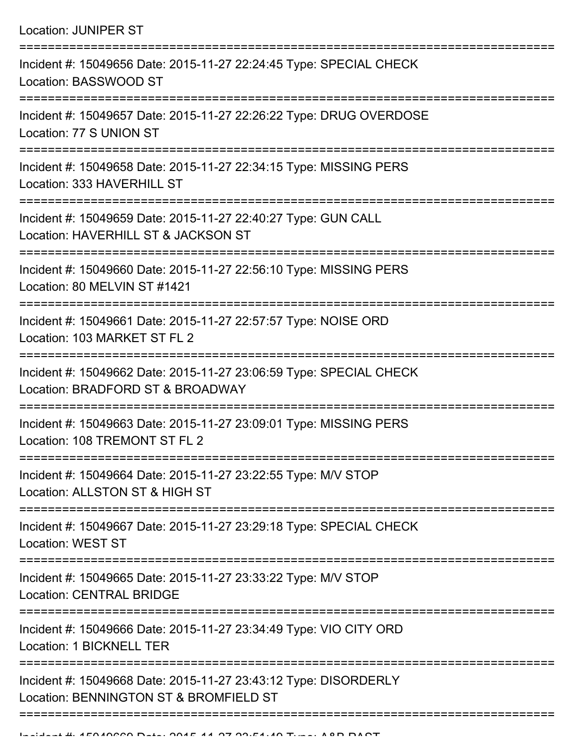Location: JUNIPER ST

===========================================================================

Incident #: 15049656 Date: 2015-11-27 22:24:45 Type: SPECIAL CHECK
Location: BASSWOOD ST

===========================================================================

Incident #: 15049657 Date: 2015-11-27 22:26:22 Type: DRUG OVERDOSE
Location: 77 S UNION ST

===========================================================================

Incident #: 15049658 Date: 2015-11-27 22:34:15 Type: MISSING PERS
Location: 333 HAVERHILL ST

===========================================================================

Incident #: 15049659 Date: 2015-11-27 22:40:27 Type: GUN CALL
Location: HAVERHILL ST & JACKSON ST

===========================================================================

Incident #: 15049660 Date: 2015-11-27 22:56:10 Type: MISSING PERS
Location: 80 MELVIN ST #1421

===========================================================================

Incident #: 15049661 Date: 2015-11-27 22:57:57 Type: NOISE ORD
Location: 103 MARKET ST FL 2

===========================================================================

Incident #: 15049662 Date: 2015-11-27 23:06:59 Type: SPECIAL CHECK
Location: BRADFORD ST & BROADWAY

===========================================================================

Incident #: 15049663 Date: 2015-11-27 23:09:01 Type: MISSING PERS
Location: 108 TREMONT ST FL 2

===========================================================================

Incident #: 15049664 Date: 2015-11-27 23:22:55 Type: M/V STOP
Location: ALLSTON ST & HIGH ST

===========================================================================

Incident #: 15049667 Date: 2015-11-27 23:29:18 Type: SPECIAL CHECK
Location: WEST ST

===========================================================================

Incident #: 15049665 Date: 2015-11-27 23:33:22 Type: M/V STOP
Location: CENTRAL BRIDGE

===========================================================================

Incident #: 15049666 Date: 2015-11-27 23:34:49 Type: VIO CITY ORD
Location: 1 BICKNELL TER

===========================================================================

Incident #: 15049668 Date: 2015-11-27 23:43:12 Type: DISORDERLY
Location: BENNINGTON ST & BROMFIELD ST

===========================================================================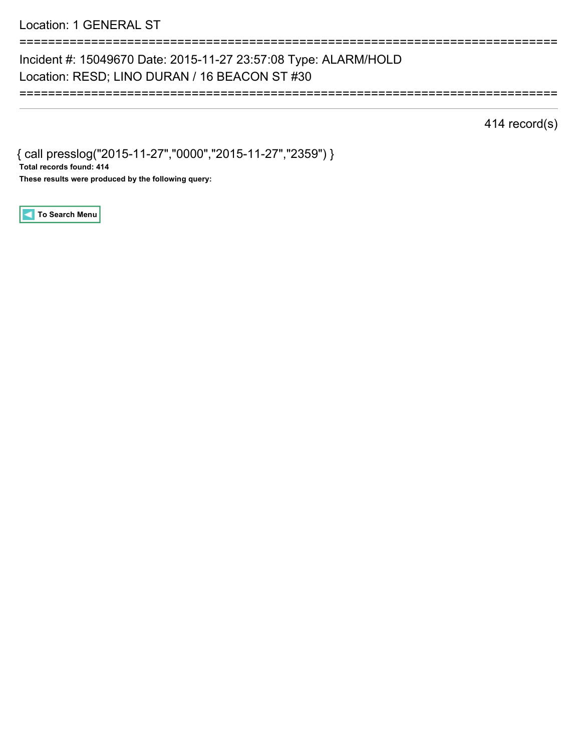Location: 1 GENERAL ST

===========================================================================

Incident #: 15049670 Date: 2015-11-27 23:57:08 Type: ALARM/HOLD

Location: RESD; LINO DURAN / 16 BEACON ST #30

===========================================================================

---

414 record(s)

{ call presslog("2015-11-27","0000","2015-11-27","2359") }

**Total records found: 414**

**These results were produced by the following query:**

**To Search Menu**